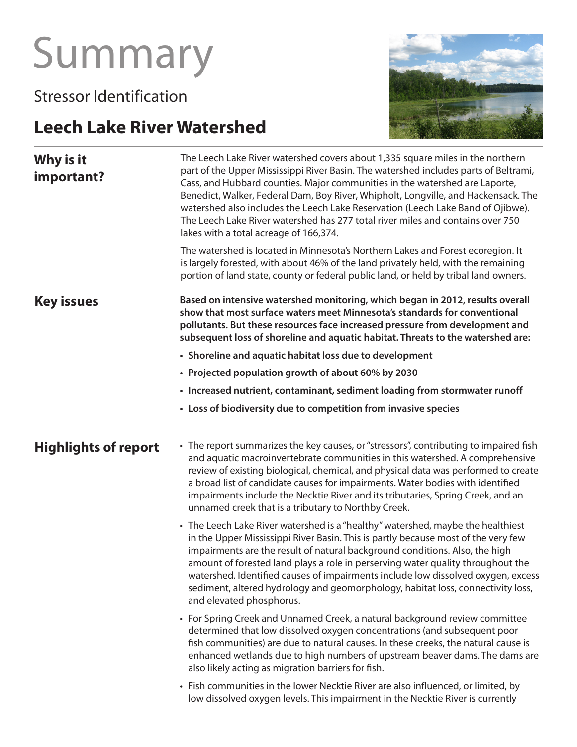# Summary

## Stressor Identification

## Leech Lake River Watershed

### Why is it important?

The Leech Lake River watershed covers about 1,335 square miles in the northern part of the Upper Mississippi River Basin. The watershed includes parts of Beltrami, Cass, and Hubbard counties. Major communities in the watershed are Laporte, Benedict, Walker, Federal Dam, Boy River, Whipholt, Longville, and Hackensack. The watershed also includes the Leech Lake Reservation (Leech Lake Band of Ojibwe). The Leech Lake River watershed has 277 total river miles and contains over 750 lakes with a total acreage of 166,374.

The watershed is located in Minnesota's Northern Lakes and Forest ecoregion. It is largely forested, with about 46% of the land privately held, with the remaining portion of land state, county or federal public land, or held by tribal land owners.

### Key issues

**Based on intensive watershed monitoring, which began in 2012, results overall show that most surface waters meet Minnesota's standards for conventional pollutants. But these resources face increased pressure from development and subsequent loss of shoreline and aquatic habitat. Threats to the watershed are:**

- **Shoreline and aquatic habitat loss due to development**
- **Projected population growth of about 60% by 2030**
- **Increased nutrient, contaminant, sediment loading from stormwater runoff**
- **Loss of biodiversity due to competition from invasive species**

### Highlights of report

- The report summarizes the key causes, or "stressors", contributing to impaired fish and aquatic macroinvertebrate communities in this watershed. A comprehensive review of existing biological, chemical, and physical data was performed to create a broad list of candidate causes for impairments. Water bodies with identified impairments include the Necktie River and its tributaries, Spring Creek, and an unnamed creek that is a tributary to Northby Creek.
- The Leech Lake River watershed is a "healthy" watershed, maybe the healthiest in the Upper Mississippi River Basin. This is partly because most of the very few impairments are the result of natural background conditions. Also, the high amount of forested land plays a role in perserving water quality throughout the watershed. Identified causes of impairments include low dissolved oxygen, excess sediment, altered hydrology and geomorphology, habitat loss, connectivity loss, and elevated phosphorus.
- For Spring Creek and Unnamed Creek, a natural background review committee determined that low dissolved oxygen concentrations (and subsequent poor fish communities) are due to natural causes. In these creeks, the natural cause is enhanced wetlands due to high numbers of upstream beaver dams. The dams are also likely acting as migration barriers for fish.
- Fish communities in the lower Necktie River are also influenced, or limited, by low dissolved oxygen levels. This impairment in the Necktie River is currently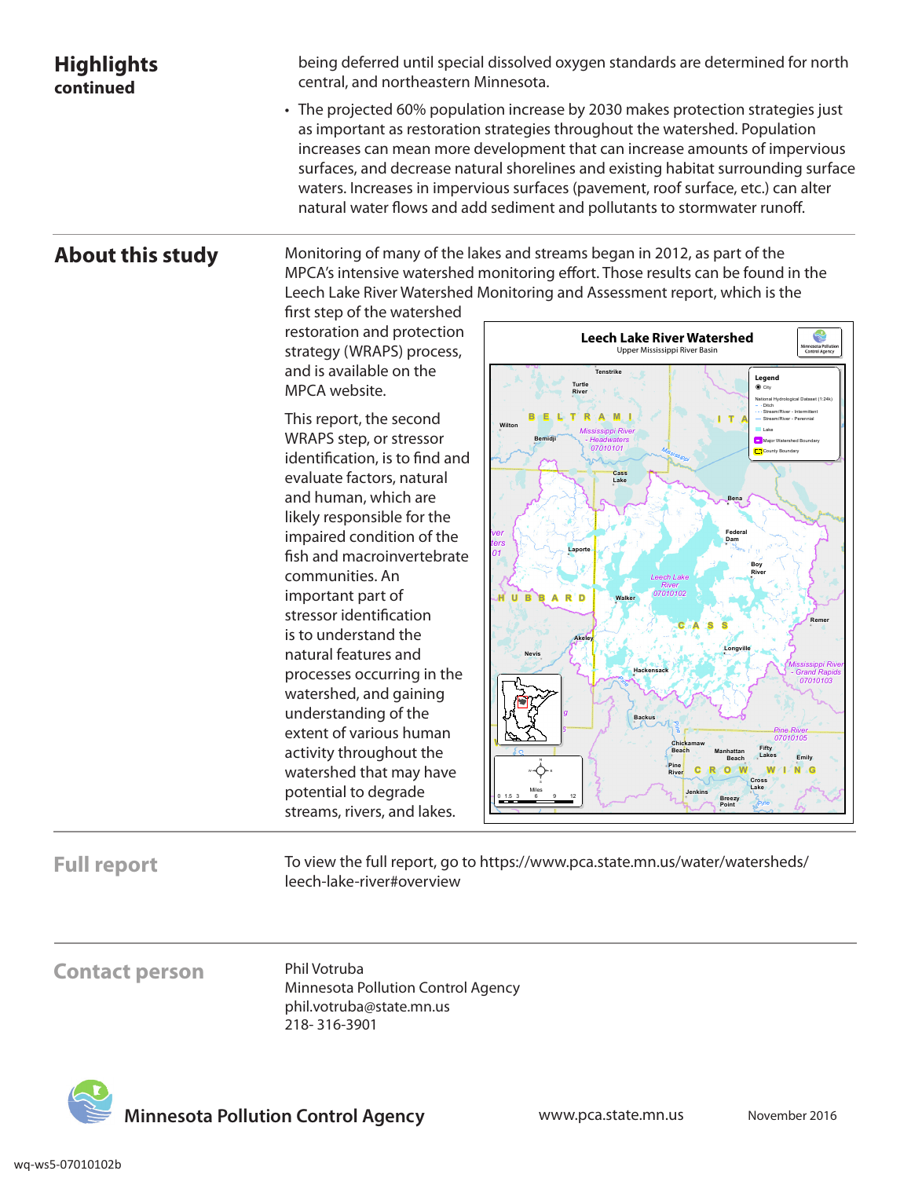## Highlights continued

being deferred until special dissolved oxygen standards are determined for north central, and northeastern Minnesota.

- The projected 60% population increase by 2030 makes protection strategies just as important as restoration strategies throughout the watershed. Population increases can mean more development that can increase amounts of impervious surfaces, and decrease natural shorelines and existing habitat surrounding surface waters. Increases in impervious surfaces (pavement, roof surface, etc.) can alter natural water flows and add sediment and pollutants to stormwater runoff.

## About this study

Monitoring of many of the lakes and streams began in 2012, as part of the MPCA's intensive watershed monitoring effort. Those results can be found in the Leech Lake River Watershed Monitoring and Assessment report, which is the first step of the watershed restoration and protection strategy (WRAPS) process, and is available on the MPCA website.

This report, the second WRAPS step, or stressor identification, is to find and evaluate factors, natural and human, which are likely responsible for the impaired condition of the fish and macroinvertebrate communities. An important part of stressor identification is to understand the natural features and processes occurring in the watershed, and gaining understanding of the extent of various human activity throughout the watershed that may have potential to degrade streams, rivers, and lakes.

Leech Lake River Watershed
Upper Mississippi River Basin

## Full report

To view the full report, go to https://www.pca.state.mn.us/water/watersheds/leech-lake-river#overview

## Contact person

Phil Votruba
Minnesota Pollution Control Agency
phil.votruba@state.mn.us
218- 316-3901

Minnesota Pollution Control Agency

www.pca.state.mn.us

November 2016

wq-ws5-07010102b